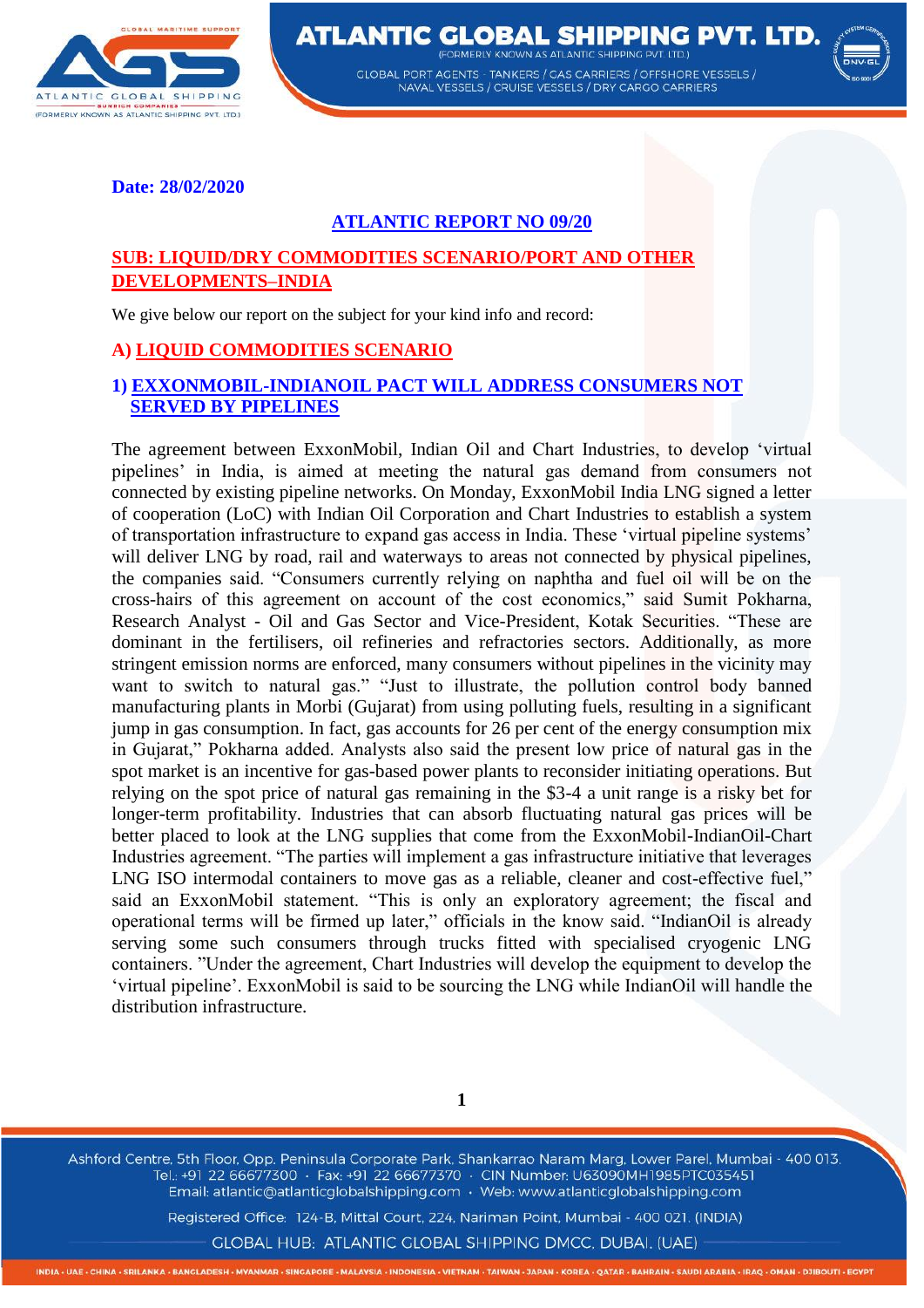**Date: 28/02/2020**

# ATLANTIC REPORT NO 09/20

## SUB: LIQUID/DRY COMMODITIES SCENARIO/PORT AND OTHER DEVELOPMENTS–INDIA

We give below our report on the subject for your kind info and record:

## A) LIQUID COMMODITIES SCENARIO

### 1) EXXONMOBIL-INDIANOIL PACT WILL ADDRESS CONSUMERS NOT SERVED BY PIPELINES

The agreement between ExxonMobil, Indian Oil and Chart Industries, to develop 'virtual pipelines' in India, is aimed at meeting the natural gas demand from consumers not connected by existing pipeline networks. On Monday, ExxonMobil India LNG signed a letter of cooperation (LoC) with Indian Oil Corporation and Chart Industries to establish a system of transportation infrastructure to expand gas access in India. These 'virtual pipeline systems' will deliver LNG by road, rail and waterways to areas not connected by physical pipelines, the companies said. "Consumers currently relying on naphtha and fuel oil will be on the cross-hairs of this agreement on account of the cost economics," said Sumit Pokharna, Research Analyst - Oil and Gas Sector and Vice-President, Kotak Securities. "These are dominant in the fertilisers, oil refineries and refractories sectors. Additionally, as more stringent emission norms are enforced, many consumers without pipelines in the vicinity may want to switch to natural gas." "Just to illustrate, the pollution control body banned manufacturing plants in Morbi (Gujarat) from using polluting fuels, resulting in a significant jump in gas consumption. In fact, gas accounts for 26 per cent of the energy consumption mix in Gujarat," Pokharna added. Analysts also said the present low price of natural gas in the spot market is an incentive for gas-based power plants to reconsider initiating operations. But relying on the spot price of natural gas remaining in the $3-4 a unit range is a risky bet for longer-term profitability. Industries that can absorb fluctuating natural gas prices will be better placed to look at the LNG supplies that come from the ExxonMobil-IndianOil-Chart Industries agreement. "The parties will implement a gas infrastructure initiative that leverages LNG ISO intermodal containers to move gas as a reliable, cleaner and cost-effective fuel," said an ExxonMobil statement. "This is only an exploratory agreement; the fiscal and operational terms will be firmed up later," officials in the know said. "IndianOil is already serving some such consumers through trucks fitted with specialised cryogenic LNG containers. "Under the agreement, Chart Industries will develop the equipment to develop the 'virtual pipeline'. ExxonMobil is said to be sourcing the LNG while IndianOil will handle the distribution infrastructure.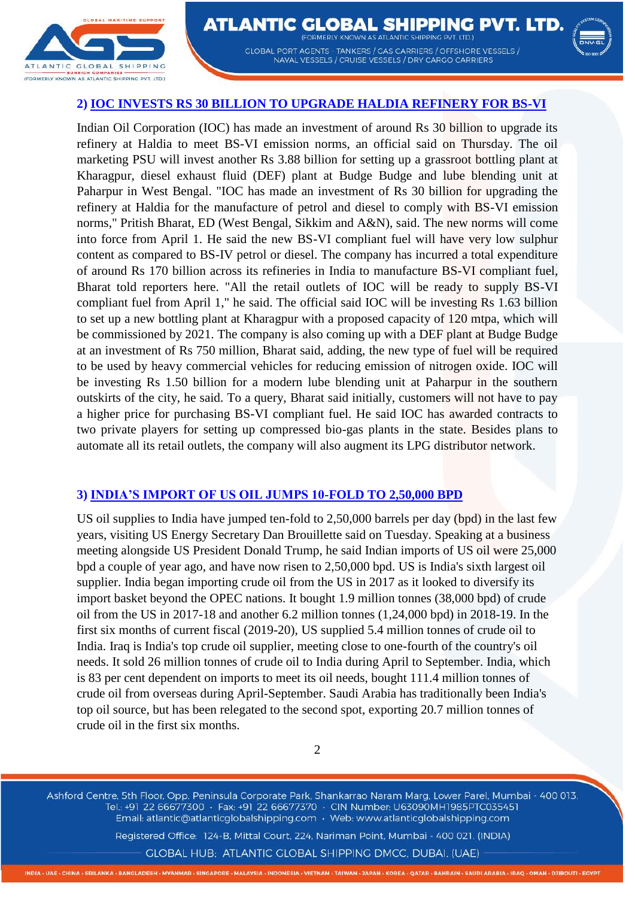## 2) IOC INVESTS RS 30 BILLION TO UPGRADE HALDIA REFINERY FOR BS-VI

Indian Oil Corporation (IOC) has made an investment of around Rs 30 billion to upgrade its refinery at Haldia to meet BS-VI emission norms, an official said on Thursday. The oil marketing PSU will invest another Rs 3.88 billion for setting up a grassroot bottling plant at Kharagpur, diesel exhaust fluid (DEF) plant at Budge Budge and lube blending unit at Paharpur in West Bengal. "IOC has made an investment of Rs 30 billion for upgrading the refinery at Haldia for the manufacture of petrol and diesel to comply with BS-VI emission norms," Pritish Bharat, ED (West Bengal, Sikkim and A&N), said. The new norms will come into force from April 1. He said the new BS-VI compliant fuel will have very low sulphur content as compared to BS-IV petrol or diesel. The company has incurred a total expenditure of around Rs 170 billion across its refineries in India to manufacture BS-VI compliant fuel, Bharat told reporters here. "All the retail outlets of IOC will be ready to supply BS-VI compliant fuel from April 1," he said. The official said IOC will be investing Rs 1.63 billion to set up a new bottling plant at Kharagpur with a proposed capacity of 120 mtpa, which will be commissioned by 2021. The company is also coming up with a DEF plant at Budge Budge at an investment of Rs 750 million, Bharat said, adding, the new type of fuel will be required to be used by heavy commercial vehicles for reducing emission of nitrogen oxide. IOC will be investing Rs 1.50 billion for a modern lube blending unit at Paharpur in the southern outskirts of the city, he said. To a query, Bharat said initially, customers will not have to pay a higher price for purchasing BS-VI compliant fuel. He said IOC has awarded contracts to two private players for setting up compressed bio-gas plants in the state. Besides plans to automate all its retail outlets, the company will also augment its LPG distributor network.

## 3) INDIA'S IMPORT OF US OIL JUMPS 10-FOLD TO 2,50,000 BPD

US oil supplies to India have jumped ten-fold to 2,50,000 barrels per day (bpd) in the last few years, visiting US Energy Secretary Dan Brouillette said on Tuesday. Speaking at a business meeting alongside US President Donald Trump, he said Indian imports of US oil were 25,000 bpd a couple of year ago, and have now risen to 2,50,000 bpd. US is India's sixth largest oil supplier. India began importing crude oil from the US in 2017 as it looked to diversify its import basket beyond the OPEC nations. It bought 1.9 million tonnes (38,000 bpd) of crude oil from the US in 2017-18 and another 6.2 million tonnes (1,24,000 bpd) in 2018-19. In the first six months of current fiscal (2019-20), US supplied 5.4 million tonnes of crude oil to India. Iraq is India's top crude oil supplier, meeting close to one-fourth of the country's oil needs. It sold 26 million tonnes of crude oil to India during April to September. India, which is 83 per cent dependent on imports to meet its oil needs, bought 111.4 million tonnes of crude oil from overseas during April-September. Saudi Arabia has traditionally been India's top oil source, but has been relegated to the second spot, exporting 20.7 million tonnes of crude oil in the first six months.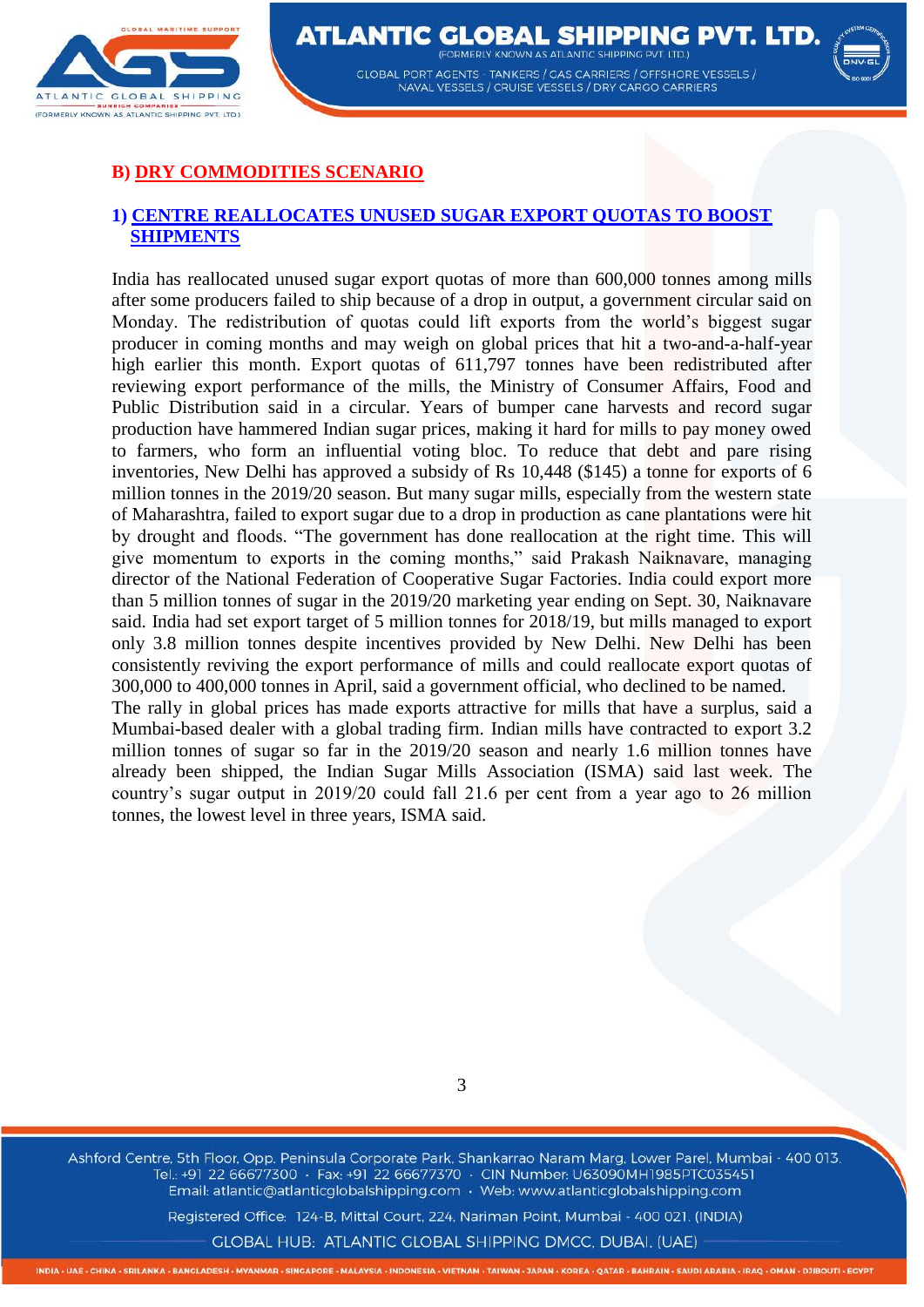## B) DRY COMMODITIES SCENARIO

### 1) CENTRE REALLOCATES UNUSED SUGAR EXPORT QUOTAS TO BOOST SHIPMENTS

India has reallocated unused sugar export quotas of more than 600,000 tonnes among mills after some producers failed to ship because of a drop in output, a government circular said on Monday. The redistribution of quotas could lift exports from the world's biggest sugar producer in coming months and may weigh on global prices that hit a two-and-a-half-year high earlier this month. Export quotas of 611,797 tonnes have been redistributed after reviewing export performance of the mills, the Ministry of Consumer Affairs, Food and Public Distribution said in a circular. Years of bumper cane harvests and record sugar production have hammered Indian sugar prices, making it hard for mills to pay money owed to farmers, who form an influential voting bloc. To reduce that debt and pare rising inventories, New Delhi has approved a subsidy of Rs 10,448 ($145) a tonne for exports of 6 million tonnes in the 2019/20 season. But many sugar mills, especially from the western state of Maharashtra, failed to export sugar due to a drop in production as cane plantations were hit by drought and floods. "The government has done reallocation at the right time. This will give momentum to exports in the coming months," said Prakash Naiknavare, managing director of the National Federation of Cooperative Sugar Factories. India could export more than 5 million tonnes of sugar in the 2019/20 marketing year ending on Sept. 30, Naiknavare said. India had set export target of 5 million tonnes for 2018/19, but mills managed to export only 3.8 million tonnes despite incentives provided by New Delhi. New Delhi has been consistently reviving the export performance of mills and could reallocate export quotas of 300,000 to 400,000 tonnes in April, said a government official, who declined to be named.

The rally in global prices has made exports attractive for mills that have a surplus, said a Mumbai-based dealer with a global trading firm. Indian mills have contracted to export 3.2 million tonnes of sugar so far in the 2019/20 season and nearly 1.6 million tonnes have already been shipped, the Indian Sugar Mills Association (ISMA) said last week. The country's sugar output in 2019/20 could fall 21.6 per cent from a year ago to 26 million tonnes, the lowest level in three years, ISMA said.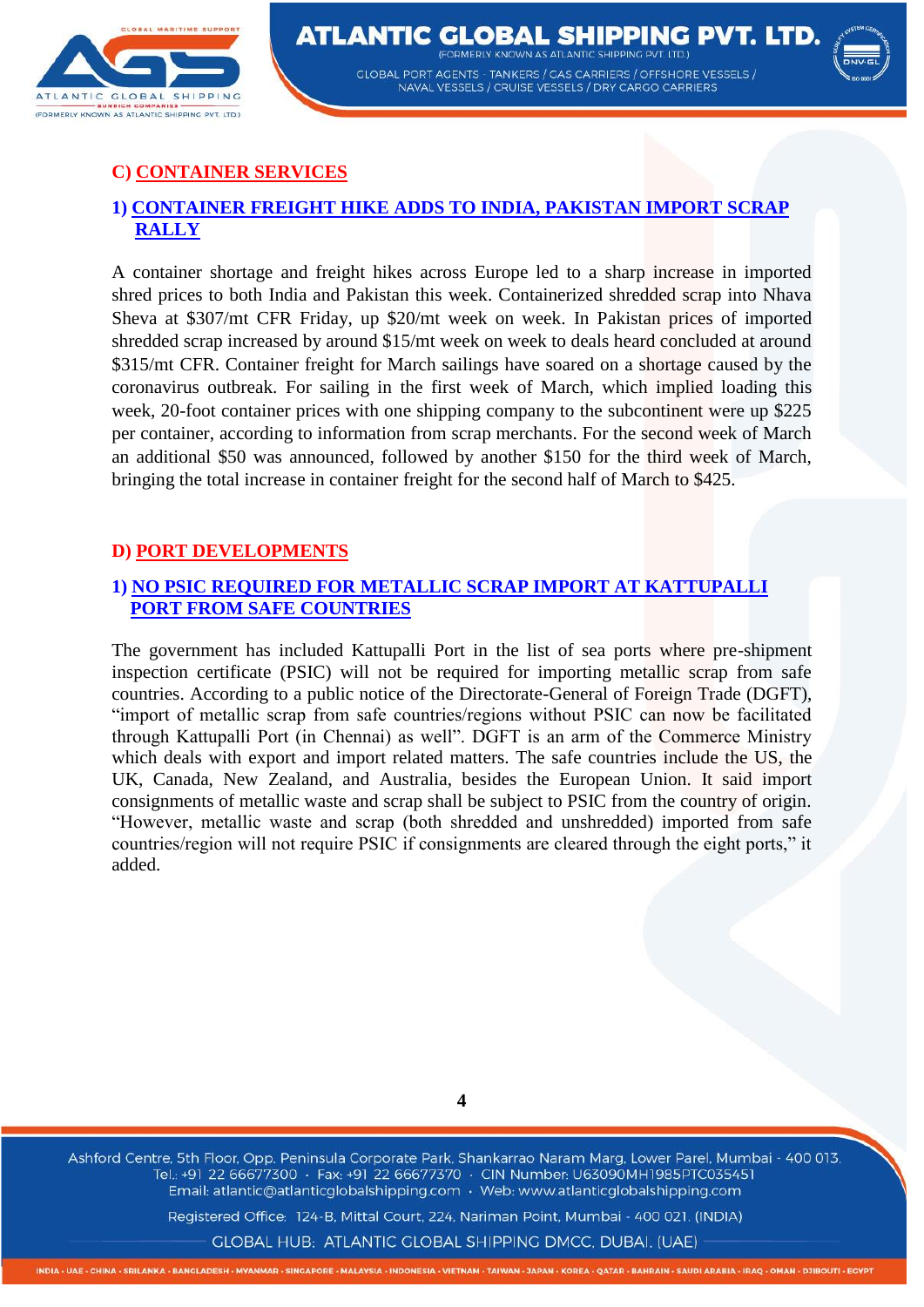## C) CONTAINER SERVICES

### 1) CONTAINER FREIGHT HIKE ADDS TO INDIA, PAKISTAN IMPORT SCRAP RALLY

A container shortage and freight hikes across Europe led to a sharp increase in imported shred prices to both India and Pakistan this week. Containerized shredded scrap into Nhava Sheva at $307/mt CFR Friday, up $20/mt week on week. In Pakistan prices of imported shredded scrap increased by around $15/mt week on week to deals heard concluded at around $315/mt CFR. Container freight for March sailings have soared on a shortage caused by the coronavirus outbreak. For sailing in the first week of March, which implied loading this week, 20-foot container prices with one shipping company to the subcontinent were up $225 per container, according to information from scrap merchants. For the second week of March an additional $50 was announced, followed by another $150 for the third week of March, bringing the total increase in container freight for the second half of March to $425.

## D) PORT DEVELOPMENTS

### 1) NO PSIC REQUIRED FOR METALLIC SCRAP IMPORT AT KATTUPALLI PORT FROM SAFE COUNTRIES

The government has included Kattupalli Port in the list of sea ports where pre-shipment inspection certificate (PSIC) will not be required for importing metallic scrap from safe countries. According to a public notice of the Directorate-General of Foreign Trade (DGFT), "import of metallic scrap from safe countries/regions without PSIC can now be facilitated through Kattupalli Port (in Chennai) as well". DGFT is an arm of the Commerce Ministry which deals with export and import related matters. The safe countries include the US, the UK, Canada, New Zealand, and Australia, besides the European Union. It said import consignments of metallic waste and scrap shall be subject to PSIC from the country of origin. "However, metallic waste and scrap (both shredded and unshredded) imported from safe countries/region will not require PSIC if consignments are cleared through the eight ports," it added.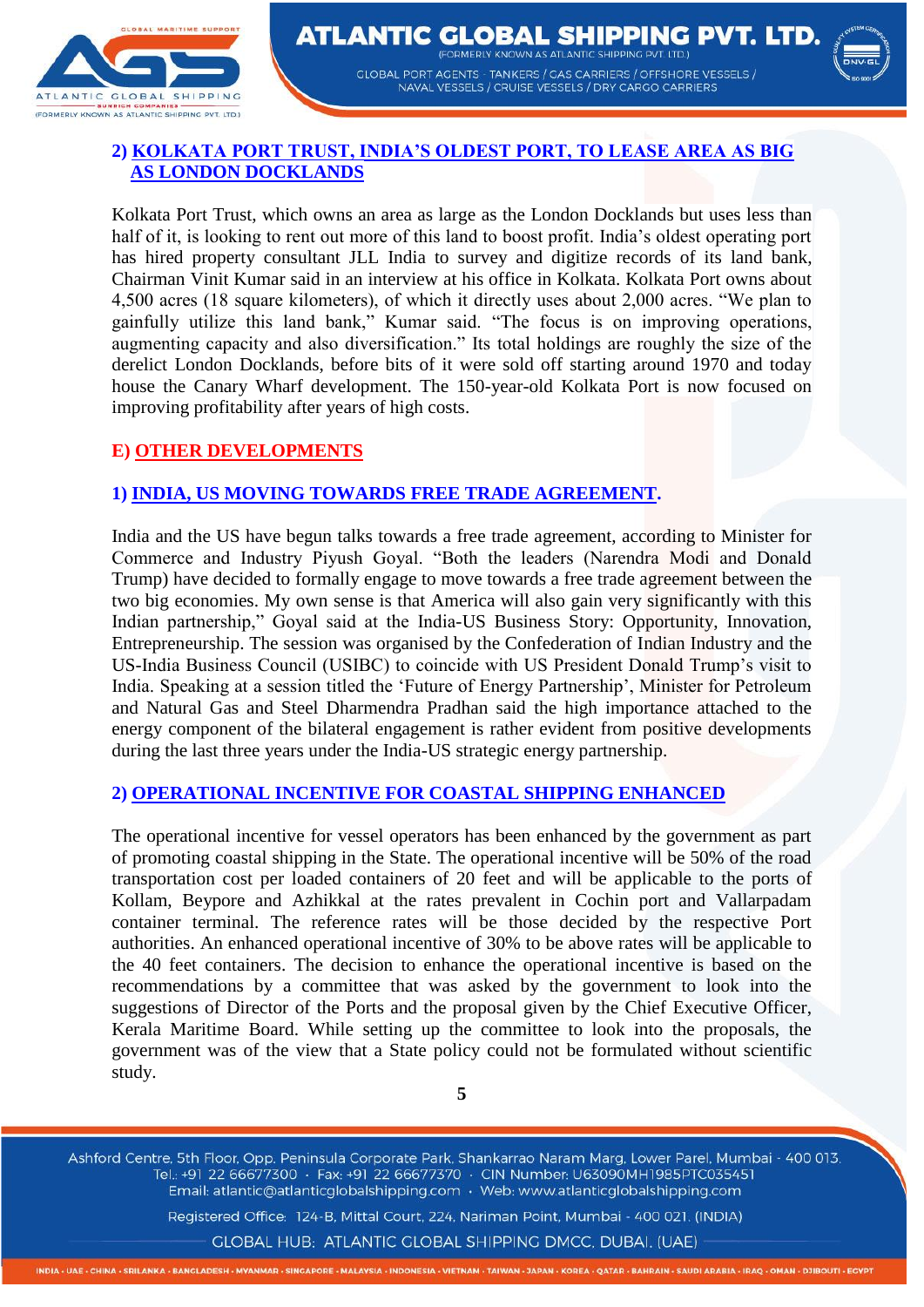## 2) KOLKATA PORT TRUST, INDIA'S OLDEST PORT, TO LEASE AREA AS BIG AS LONDON DOCKLANDS

Kolkata Port Trust, which owns an area as large as the London Docklands but uses less than half of it, is looking to rent out more of this land to boost profit. India's oldest operating port has hired property consultant JLL India to survey and digitize records of its land bank, Chairman Vinit Kumar said in an interview at his office in Kolkata. Kolkata Port owns about 4,500 acres (18 square kilometers), of which it directly uses about 2,000 acres. "We plan to gainfully utilize this land bank," Kumar said. "The focus is on improving operations, augmenting capacity and also diversification." Its total holdings are roughly the size of the derelict London Docklands, before bits of it were sold off starting around 1970 and today house the Canary Wharf development. The 150-year-old Kolkata Port is now focused on improving profitability after years of high costs.

## E) OTHER DEVELOPMENTS

### 1) INDIA, US MOVING TOWARDS FREE TRADE AGREEMENT.

India and the US have begun talks towards a free trade agreement, according to Minister for Commerce and Industry Piyush Goyal. "Both the leaders (Narendra Modi and Donald Trump) have decided to formally engage to move towards a free trade agreement between the two big economies. My own sense is that America will also gain very significantly with this Indian partnership," Goyal said at the India-US Business Story: Opportunity, Innovation, Entrepreneurship. The session was organised by the Confederation of Indian Industry and the US-India Business Council (USIBC) to coincide with US President Donald Trump's visit to India. Speaking at a session titled the 'Future of Energy Partnership', Minister for Petroleum and Natural Gas and Steel Dharmendra Pradhan said the high importance attached to the energy component of the bilateral engagement is rather evident from positive developments during the last three years under the India-US strategic energy partnership.

### 2) OPERATIONAL INCENTIVE FOR COASTAL SHIPPING ENHANCED

The operational incentive for vessel operators has been enhanced by the government as part of promoting coastal shipping in the State. The operational incentive will be 50% of the road transportation cost per loaded containers of 20 feet and will be applicable to the ports of Kollam, Beypore and Azhikkal at the rates prevalent in Cochin port and Vallarpadam container terminal. The reference rates will be those decided by the respective Port authorities. An enhanced operational incentive of 30% to be above rates will be applicable to the 40 feet containers. The decision to enhance the operational incentive is based on the recommendations by a committee that was asked by the government to look into the suggestions of Director of the Ports and the proposal given by the Chief Executive Officer, Kerala Maritime Board. While setting up the committee to look into the proposals, the government was of the view that a State policy could not be formulated without scientific study.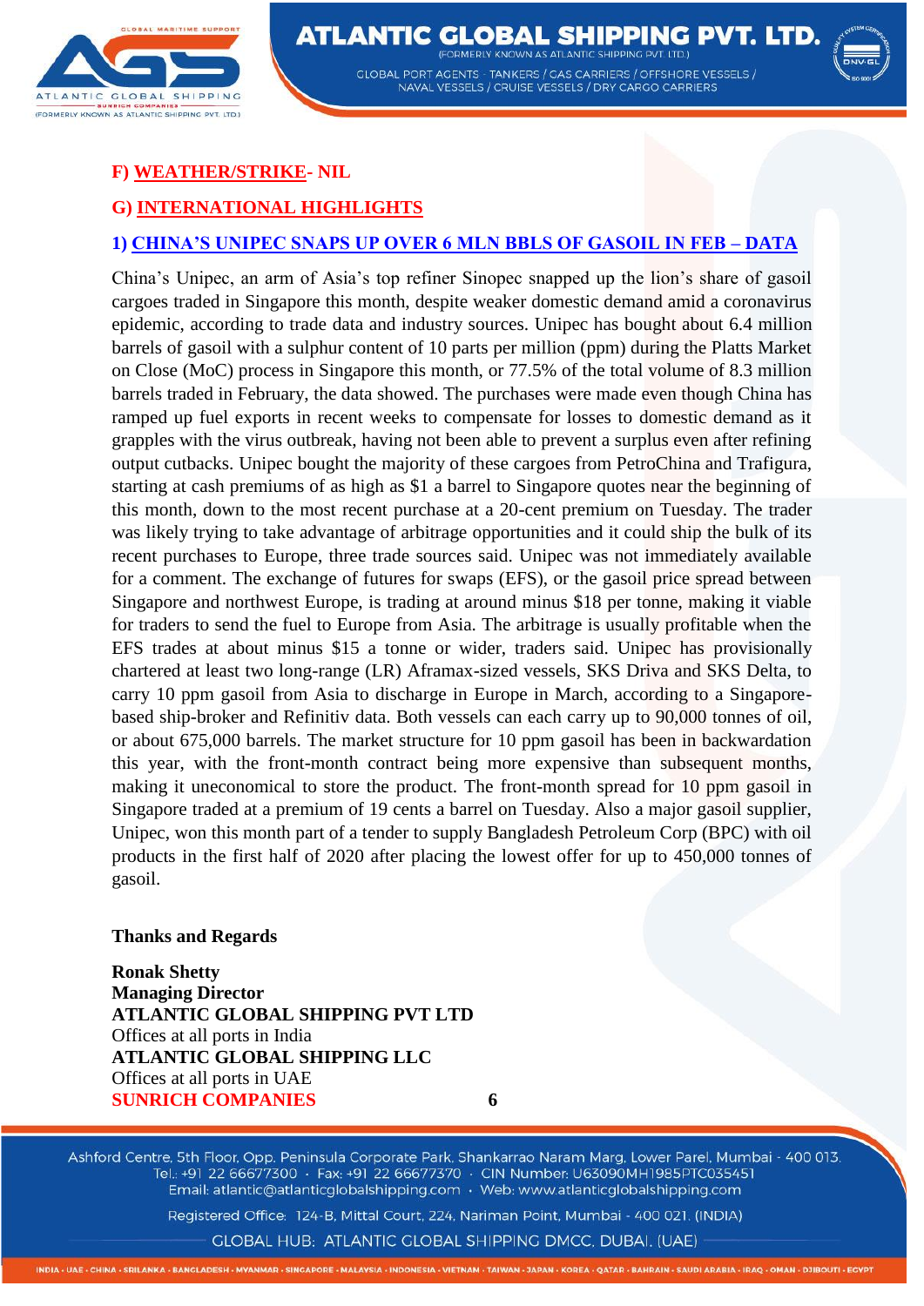**F) WEATHER/STRIKE- NIL**

**G) INTERNATIONAL HIGHLIGHTS**

**1) CHINA'S UNIPEC SNAPS UP OVER 6 MLN BBLS OF GASOIL IN FEB – DATA**

China's Unipec, an arm of Asia's top refiner Sinopec snapped up the lion's share of gasoil cargoes traded in Singapore this month, despite weaker domestic demand amid a coronavirus epidemic, according to trade data and industry sources. Unipec has bought about 6.4 million barrels of gasoil with a sulphur content of 10 parts per million (ppm) during the Platts Market on Close (MoC) process in Singapore this month, or 77.5% of the total volume of 8.3 million barrels traded in February, the data showed. The purchases were made even though China has ramped up fuel exports in recent weeks to compensate for losses to domestic demand as it grapples with the virus outbreak, having not been able to prevent a surplus even after refining output cutbacks. Unipec bought the majority of these cargoes from PetroChina and Trafigura, starting at cash premiums of as high as $1 a barrel to Singapore quotes near the beginning of this month, down to the most recent purchase at a 20-cent premium on Tuesday. The trader was likely trying to take advantage of arbitrage opportunities and it could ship the bulk of its recent purchases to Europe, three trade sources said. Unipec was not immediately available for a comment. The exchange of futures for swaps (EFS), or the gasoil price spread between Singapore and northwest Europe, is trading at around minus $18 per tonne, making it viable for traders to send the fuel to Europe from Asia. The arbitrage is usually profitable when the EFS trades at about minus $15 a tonne or wider, traders said. Unipec has provisionally chartered at least two long-range (LR) Aframax-sized vessels, SKS Driva and SKS Delta, to carry 10 ppm gasoil from Asia to discharge in Europe in March, according to a Singapore-based ship-broker and Refinitiv data. Both vessels can each carry up to 90,000 tonnes of oil, or about 675,000 barrels. The market structure for 10 ppm gasoil has been in backwardation this year, with the front-month contract being more expensive than subsequent months, making it uneconomical to store the product. The front-month spread for 10 ppm gasoil in Singapore traded at a premium of 19 cents a barrel on Tuesday. Also a major gasoil supplier, Unipec, won this month part of a tender to supply Bangladesh Petroleum Corp (BPC) with oil products in the first half of 2020 after placing the lowest offer for up to 450,000 tonnes of gasoil.

**Thanks and Regards**

**Ronak Shetty**
**Managing Director**
**ATLANTIC GLOBAL SHIPPING PVT LTD**
Offices at all ports in India
**ATLANTIC GLOBAL SHIPPING LLC**
Offices at all ports in UAE
**SUNRICH COMPANIES**